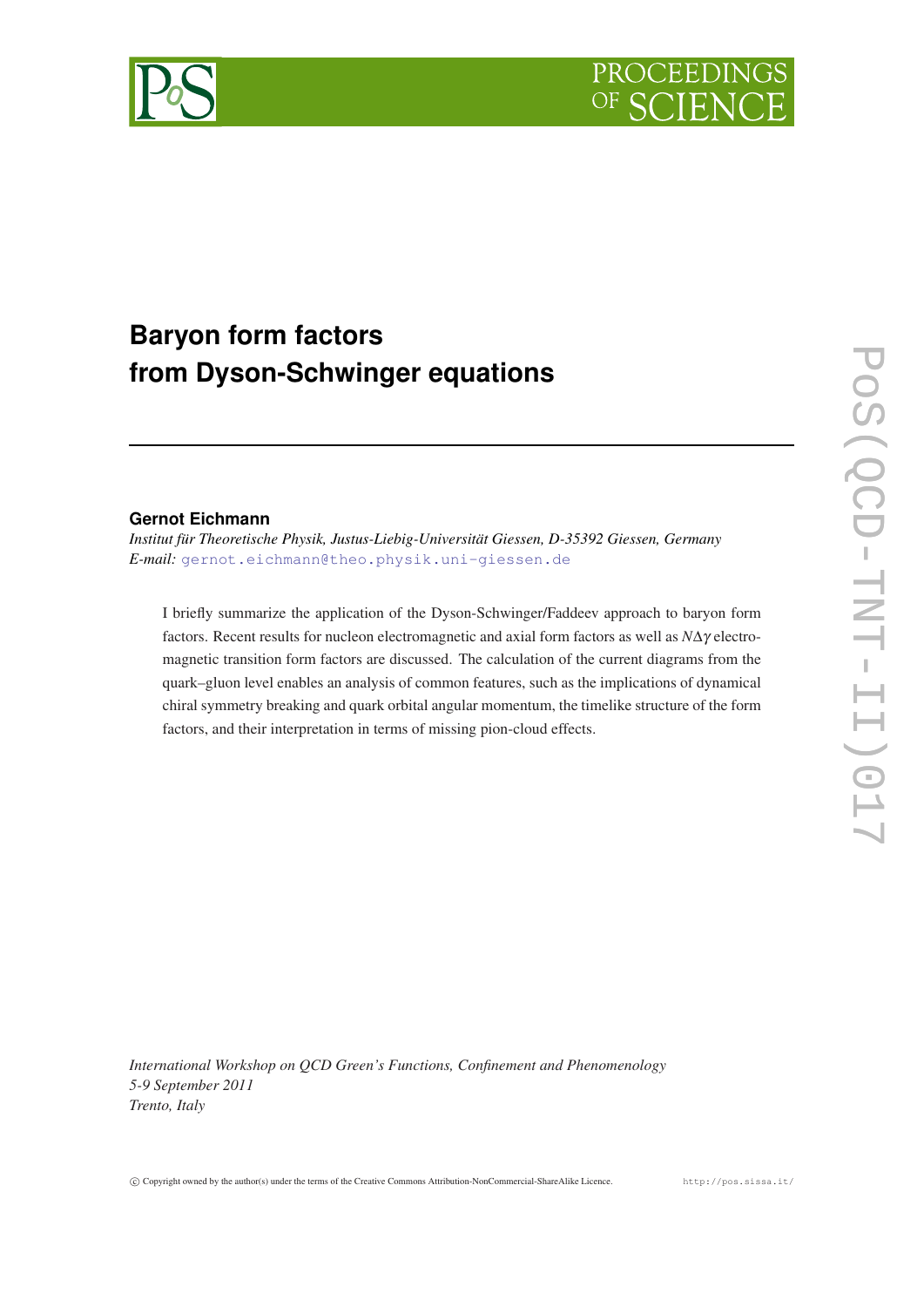# Baryon form factors from Dyson-Schwinger equations

**Gernot Eichmann**

*Institut für Theoretische Physik, Justus-Liebig-Universität Giessen, D-35392 Giessen, Germany*
*E-mail:* gernot.eichmann@theo.physik.uni-giessen.de

I briefly summarize the application of the Dyson-Schwinger/Faddeev approach to baryon form factors. Recent results for nucleon electromagnetic and axial form factors as well as $N\Delta\gamma$ electromagnetic transition form factors are discussed. The calculation of the current diagrams from the quark–gluon level enables an analysis of common features, such as the implications of dynamical chiral symmetry breaking and quark orbital angular momentum, the timelike structure of the form factors, and their interpretation in terms of missing pion-cloud effects.

*International Workshop on QCD Green's Functions, Confinement and Phenomenology*
*5-9 September 2011*
*Trento, Italy*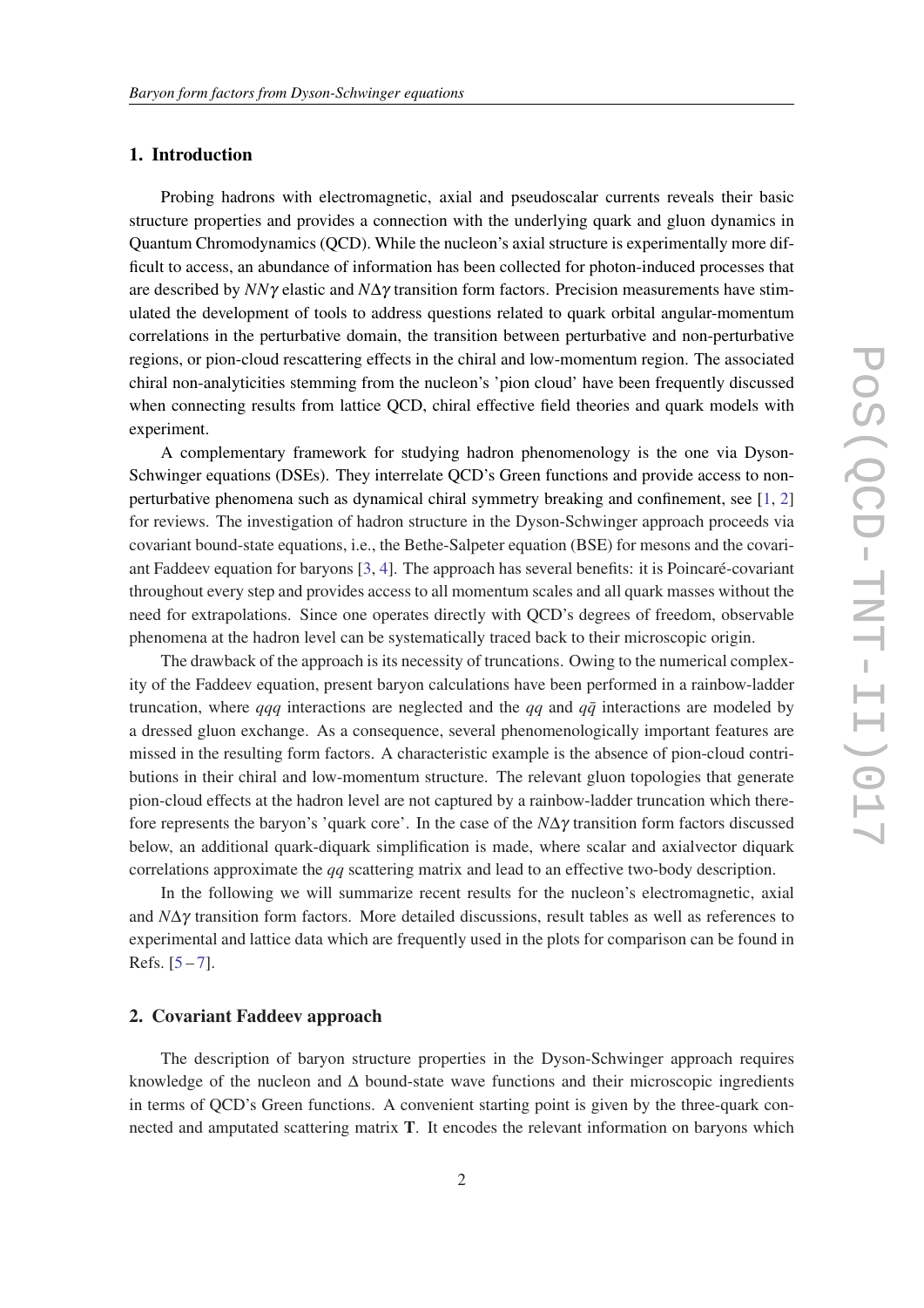## 1. Introduction

Probing hadrons with electromagnetic, axial and pseudoscalar currents reveals their basic structure properties and provides a connection with the underlying quark and gluon dynamics in Quantum Chromodynamics (QCD). While the nucleon's axial structure is experimentally more difficult to access, an abundance of information has been collected for photon-induced processes that are described by $NN\gamma$ elastic and $N\Delta\gamma$ transition form factors. Precision measurements have stimulated the development of tools to address questions related to quark orbital angular-momentum correlations in the perturbative domain, the transition between perturbative and non-perturbative regions, or pion-cloud rescattering effects in the chiral and low-momentum region. The associated chiral non-analyticities stemming from the nucleon's 'pion cloud' have been frequently discussed when connecting results from lattice QCD, chiral effective field theories and quark models with experiment.

A complementary framework for studying hadron phenomenology is the one via Dyson-Schwinger equations (DSEs). They interrelate QCD's Green functions and provide access to non-perturbative phenomena such as dynamical chiral symmetry breaking and confinement, see [1, 2] for reviews. The investigation of hadron structure in the Dyson-Schwinger approach proceeds via covariant bound-state equations, i.e., the Bethe-Salpeter equation (BSE) for mesons and the covariant Faddeev equation for baryons [3, 4]. The approach has several benefits: it is Poincaré-covariant throughout every step and provides access to all momentum scales and all quark masses without the need for extrapolations. Since one operates directly with QCD's degrees of freedom, observable phenomena at the hadron level can be systematically traced back to their microscopic origin.

The drawback of the approach is its necessity of truncations. Owing to the numerical complexity of the Faddeev equation, present baryon calculations have been performed in a rainbow-ladder truncation, where $qqq$ interactions are neglected and the $qq$ and $q\bar{q}$ interactions are modeled by a dressed gluon exchange. As a consequence, several phenomenologically important features are missed in the resulting form factors. A characteristic example is the absence of pion-cloud contributions in their chiral and low-momentum structure. The relevant gluon topologies that generate pion-cloud effects at the hadron level are not captured by a rainbow-ladder truncation which therefore represents the baryon's 'quark core'. In the case of the $N\Delta\gamma$ transition form factors discussed below, an additional quark-diquark simplification is made, where scalar and axialvector diquark correlations approximate the $qq$ scattering matrix and lead to an effective two-body description.

In the following we will summarize recent results for the nucleon's electromagnetic, axial and $N\Delta\gamma$ transition form factors. More detailed discussions, result tables as well as references to experimental and lattice data which are frequently used in the plots for comparison can be found in Refs. [5 – 7].

## 2. Covariant Faddeev approach

The description of baryon structure properties in the Dyson-Schwinger approach requires knowledge of the nucleon and $\Delta$ bound-state wave functions and their microscopic ingredients in terms of QCD's Green functions. A convenient starting point is given by the three-quark connected and amputated scattering matrix $\mathbf{T}$. It encodes the relevant information on baryons which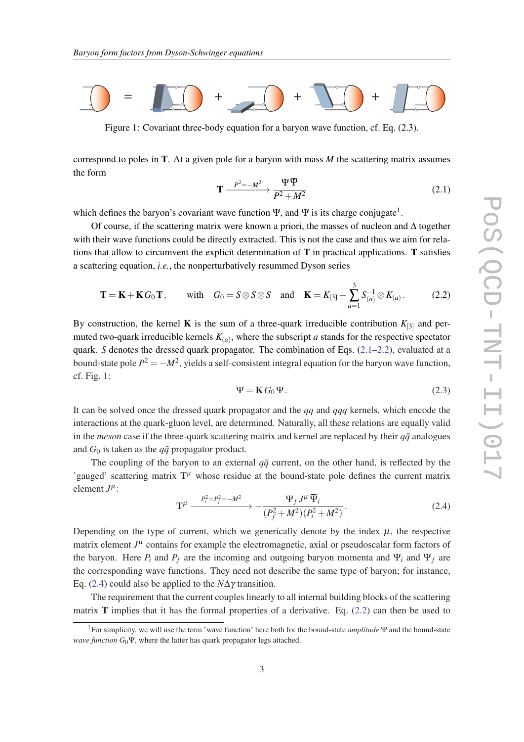Figure 1: Covariant three-body equation for a baryon wave function, cf. Eq. (2.3).

correspond to poles in $\mathbf{T}$. At a given pole for a baryon with mass $M$ the scattering matrix assumes the form

$$\mathbf{T} \xrightarrow{P^2=-M^2} \frac{\Psi\overline{\Psi}}{P^2+M^2} \tag{2.1}$$

which defines the baryon's covariant wave function $\Psi$, and $\overline{\Psi}$ is its charge conjugate[1].

Of course, if the scattering matrix were known a priori, the masses of nucleon and $\Delta$ together with their wave functions could be directly extracted. This is not the case and thus we aim for relations that allow to circumvent the explicit determination of $\mathbf{T}$ in practical applications. $\mathbf{T}$ satisfies a scattering equation, *i.e.*, the nonperturbatively resummed Dyson series

$$\mathbf{T} = \mathbf{K} + \mathbf{K}\, G_0\, \mathbf{T}\,, \qquad \text{with} \quad G_0 = S \otimes S \otimes S \quad \text{and} \quad \mathbf{K} = K_{[3]} + \sum_{a=1}^{3} S^{-1}_{(a)} \otimes K_{(a)}\,. \tag{2.2}$$

By construction, the kernel $\mathbf{K}$ is the sum of a three-quark irreducible contribution $K_{[3]}$ and permuted two-quark irreducible kernels $K_{(a)}$, where the subscript $a$ stands for the respective spectator quark. $S$ denotes the dressed quark propagator. The combination of Eqs. (2.1–2.2), evaluated at a bound-state pole $P^2 = -M^2$, yields a self-consistent integral equation for the baryon wave function, cf. Fig. 1:

$$\Psi = \mathbf{K}\, G_0\, \Psi\,. \tag{2.3}$$

It can be solved once the dressed quark propagator and the $qq$ and $qqq$ kernels, which encode the interactions at the quark-gluon level, are determined. Naturally, all these relations are equally valid in the *meson* case if the three-quark scattering matrix and kernel are replaced by their $q\bar{q}$ analogues and $G_0$ is taken as the $q\bar{q}$ propagator product.

The coupling of the baryon to an external $q\bar{q}$ current, on the other hand, is reflected by the 'gauged' scattering matrix $\mathbf{T}^\mu$ whose residue at the bound-state pole defines the current matrix element $J^\mu$:

$$\mathbf{T}^\mu \xrightarrow{P_i^2=P_f^2=-M^2} -\frac{\Psi_f\, J^\mu\, \overline{\Psi}_i}{(P_f^2+M^2)(P_i^2+M^2)}\,. \tag{2.4}$$

Depending on the type of current, which we generically denote by the index $\mu$, the respective matrix element $J^\mu$ contains for example the electromagnetic, axial or pseudoscalar form factors of the baryon. Here $P_i$ and $P_f$ are the incoming and outgoing baryon momenta and $\Psi_i$ and $\Psi_f$ are the corresponding wave functions. They need not describe the same type of baryon; for instance, Eq. (2.4) could also be applied to the $N\Delta\gamma$ transition.

The requirement that the current couples linearly to all internal building blocks of the scattering matrix $\mathbf{T}$ implies that it has the formal properties of a derivative. Eq. (2.2) can then be used to

[1] For simplicity, we will use the term 'wave function' here both for the bound-state *amplitude* $\Psi$ and the bound-state *wave function* $G_0\Psi$, where the latter has quark propagator legs attached.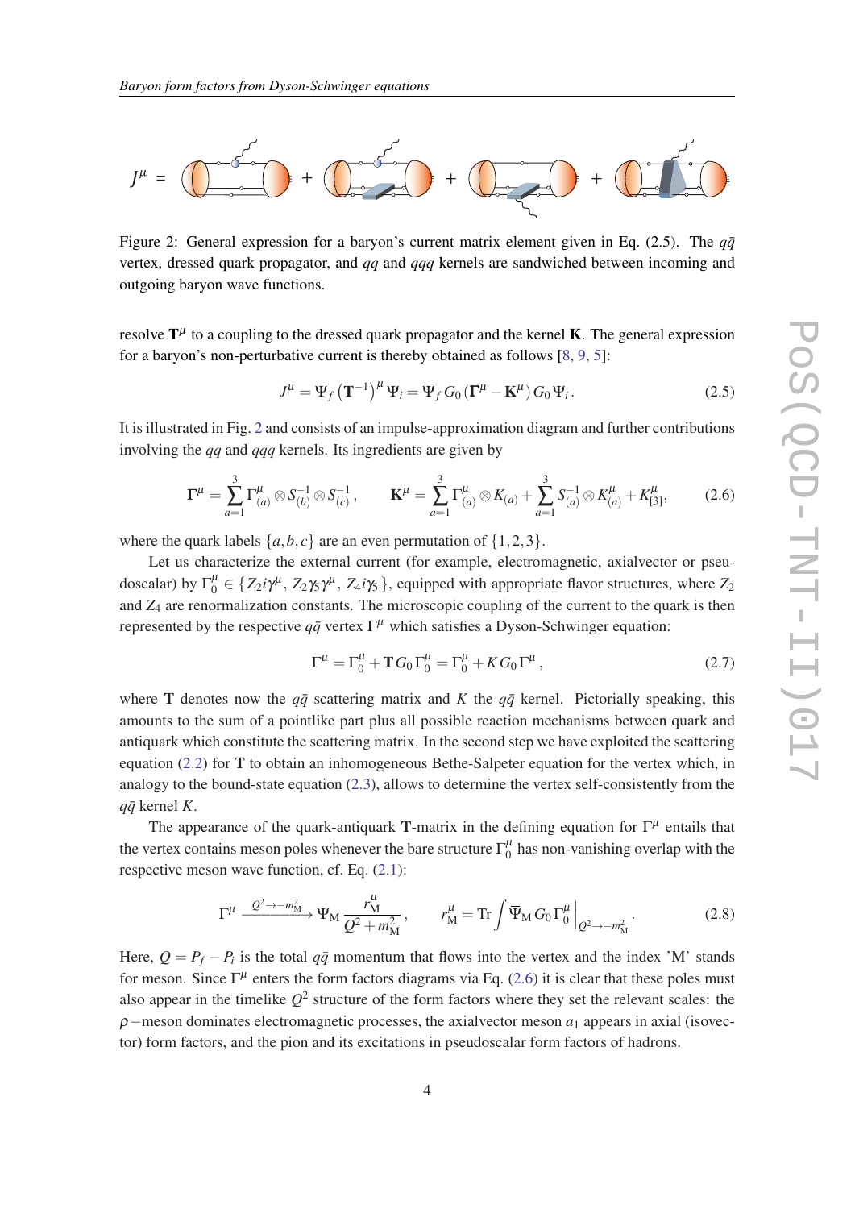$$J^\mu = \ldots$$

Figure 2: General expression for a baryon's current matrix element given in Eq. (2.5). The $q\bar{q}$ vertex, dressed quark propagator, and $qq$ and $qqq$ kernels are sandwiched between incoming and outgoing baryon wave functions.

resolve $\mathbf{T}^\mu$ to a coupling to the dressed quark propagator and the kernel $\mathbf{K}$. The general expression for a baryon's non-perturbative current is thereby obtained as follows [8, 9, 5]:

$$J^\mu = \overline{\Psi}_f \left(\mathbf{T}^{-1}\right)^\mu \Psi_i = \overline{\Psi}_f \, G_0 \left(\mathbf{\Gamma}^\mu - \mathbf{K}^\mu\right) G_0 \, \Psi_i \,. \tag{2.5}$$

It is illustrated in Fig. 2 and consists of an impulse-approximation diagram and further contributions involving the $qq$ and $qqq$ kernels. Its ingredients are given by

$$\mathbf{\Gamma}^\mu = \sum_{a=1}^{3} \Gamma^\mu_{(a)} \otimes S^{-1}_{(b)} \otimes S^{-1}_{(c)} \,, \qquad \mathbf{K}^\mu = \sum_{a=1}^{3} \Gamma^\mu_{(a)} \otimes K_{(a)} + \sum_{a=1}^{3} S^{-1}_{(a)} \otimes K^\mu_{(a)} + K^\mu_{[3]}, \tag{2.6}$$

where the quark labels $\{a,b,c\}$ are an even permutation of $\{1,2,3\}$.

Let us characterize the external current (for example, electromagnetic, axialvector or pseudoscalar) by $\Gamma^\mu_0 \in \{Z_2 i\gamma^\mu, \, Z_2\gamma_5\gamma^\mu, \, Z_4 i\gamma_5\}$, equipped with appropriate flavor structures, where $Z_2$ and $Z_4$ are renormalization constants. The microscopic coupling of the current to the quark is then represented by the respective $q\bar{q}$ vertex $\Gamma^\mu$ which satisfies a Dyson-Schwinger equation:

$$\Gamma^\mu = \Gamma^\mu_0 + \mathbf{T}\, G_0 \, \Gamma^\mu_0 = \Gamma^\mu_0 + K \, G_0 \, \Gamma^\mu \,, \tag{2.7}$$

where $\mathbf{T}$ denotes now the $q\bar{q}$ scattering matrix and $K$ the $q\bar{q}$ kernel. Pictorially speaking, this amounts to the sum of a pointlike part plus all possible reaction mechanisms between quark and antiquark which constitute the scattering matrix. In the second step we have exploited the scattering equation (2.2) for $\mathbf{T}$ to obtain an inhomogeneous Bethe-Salpeter equation for the vertex which, in analogy to the bound-state equation (2.3), allows to determine the vertex self-consistently from the $q\bar{q}$ kernel $K$.

The appearance of the quark-antiquark $\mathbf{T}$-matrix in the defining equation for $\Gamma^\mu$ entails that the vertex contains meson poles whenever the bare structure $\Gamma^\mu_0$ has non-vanishing overlap with the respective meson wave function, cf. Eq. (2.1):

$$\Gamma^\mu \xrightarrow{Q^2 \to -m^2_{\mathrm{M}}} \Psi_{\mathrm{M}} \, \frac{r^\mu_{\mathrm{M}}}{Q^2 + m^2_{\mathrm{M}}} \,, \qquad r^\mu_{\mathrm{M}} = \mathrm{Tr} \int \overline{\Psi}_{\mathrm{M}} \, G_0 \, \Gamma^\mu_0 \Big|_{Q^2 \to -m^2_{\mathrm{M}}} . \tag{2.8}$$

Here, $Q = P_f - P_i$ is the total $q\bar{q}$ momentum that flows into the vertex and the index 'M' stands for meson. Since $\Gamma^\mu$ enters the form factors diagrams via Eq. (2.6) it is clear that these poles must also appear in the timelike $Q^2$ structure of the form factors where they set the relevant scales: the $\rho-$meson dominates electromagnetic processes, the axialvector meson $a_1$ appears in axial (isovector) form factors, and the pion and its excitations in pseudoscalar form factors of hadrons.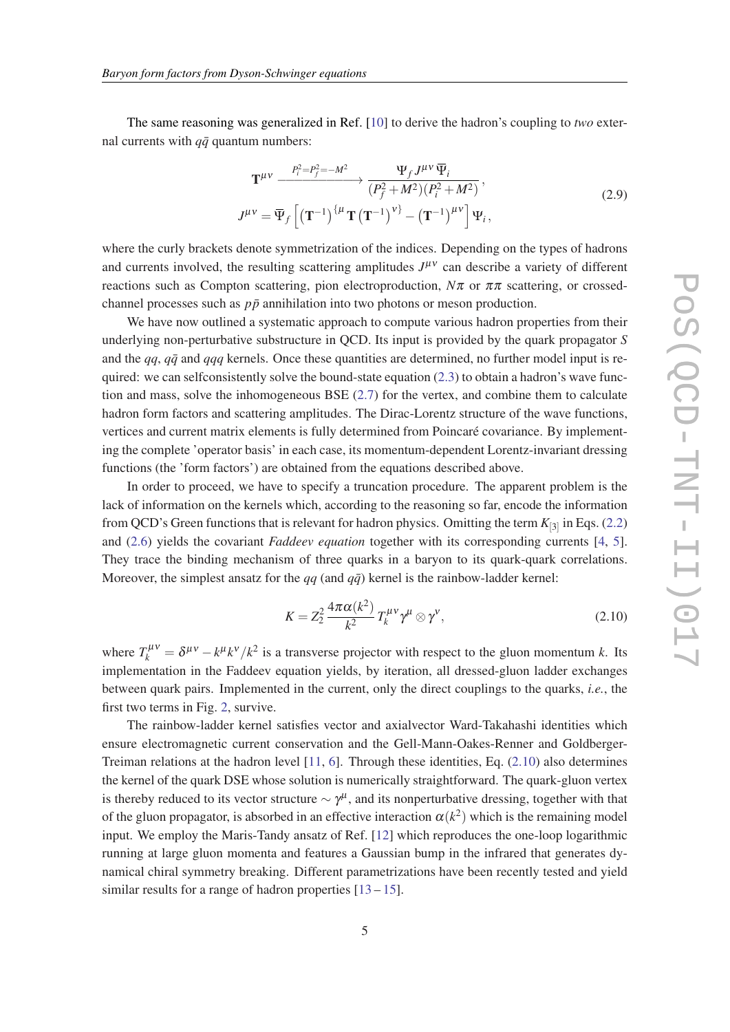The same reasoning was generalized in Ref. [10] to derive the hadron's coupling to *two* external currents with $q\bar{q}$ quantum numbers:

$$
\begin{aligned}
\mathbf{T}^{\mu\nu} &\xrightarrow{P_i^2=P_f^2=-M^2} \frac{\Psi_f\, J^{\mu\nu}\, \overline{\Psi}_i}{(P_f^2+M^2)(P_i^2+M^2)}\,, \\
J^{\mu\nu} &= \overline{\Psi}_f \left[ \left(\mathbf{T}^{-1}\right)^{\{\mu} \mathbf{T} \left(\mathbf{T}^{-1}\right)^{\nu\}} - \left(\mathbf{T}^{-1}\right)^{\mu\nu} \right] \Psi_i\,,
\end{aligned}
\tag{2.9}
$$

where the curly brackets denote symmetrization of the indices. Depending on the types of hadrons and currents involved, the resulting scattering amplitudes $J^{\mu\nu}$ can describe a variety of different reactions such as Compton scattering, pion electroproduction, $N\pi$ or $\pi\pi$ scattering, or crossed-channel processes such as $p\bar{p}$ annihilation into two photons or meson production.

We have now outlined a systematic approach to compute various hadron properties from their underlying non-perturbative substructure in QCD. Its input is provided by the quark propagator $S$ and the $qq$, $q\bar{q}$ and $qqq$ kernels. Once these quantities are determined, no further model input is required: we can selfconsistently solve the bound-state equation (2.3) to obtain a hadron's wave function and mass, solve the inhomogeneous BSE (2.7) for the vertex, and combine them to calculate hadron form factors and scattering amplitudes. The Dirac-Lorentz structure of the wave functions, vertices and current matrix elements is fully determined from Poincaré covariance. By implementing the complete 'operator basis' in each case, its momentum-dependent Lorentz-invariant dressing functions (the 'form factors') are obtained from the equations described above.

In order to proceed, we have to specify a truncation procedure. The apparent problem is the lack of information on the kernels which, according to the reasoning so far, encode the information from QCD's Green functions that is relevant for hadron physics. Omitting the term $K_{[3]}$ in Eqs. (2.2) and (2.6) yields the covariant *Faddeev equation* together with its corresponding currents [4, 5]. They trace the binding mechanism of three quarks in a baryon to its quark-quark correlations. Moreover, the simplest ansatz for the $qq$ (and $q\bar{q}$) kernel is the rainbow-ladder kernel:

$$
K = Z_2^2\, \frac{4\pi\alpha(k^2)}{k^2}\, T_k^{\mu\nu} \gamma^\mu \otimes \gamma^\nu\,,
\tag{2.10}
$$

where $T_k^{\mu\nu} = \delta^{\mu\nu} - k^\mu k^\nu/k^2$ is a transverse projector with respect to the gluon momentum $k$. Its implementation in the Faddeev equation yields, by iteration, all dressed-gluon ladder exchanges between quark pairs. Implemented in the current, only the direct couplings to the quarks, *i.e.*, the first two terms in Fig. 2, survive.

The rainbow-ladder kernel satisfies vector and axialvector Ward-Takahashi identities which ensure electromagnetic current conservation and the Gell-Mann-Oakes-Renner and Goldberger-Treiman relations at the hadron level [11, 6]. Through these identities, Eq. (2.10) also determines the kernel of the quark DSE whose solution is numerically straightforward. The quark-gluon vertex is thereby reduced to its vector structure $\sim \gamma^\mu$, and its nonperturbative dressing, together with that of the gluon propagator, is absorbed in an effective interaction $\alpha(k^2)$ which is the remaining model input. We employ the Maris-Tandy ansatz of Ref. [12] which reproduces the one-loop logarithmic running at large gluon momenta and features a Gaussian bump in the infrared that generates dynamical chiral symmetry breaking. Different parametrizations have been recently tested and yield similar results for a range of hadron properties [13 – 15].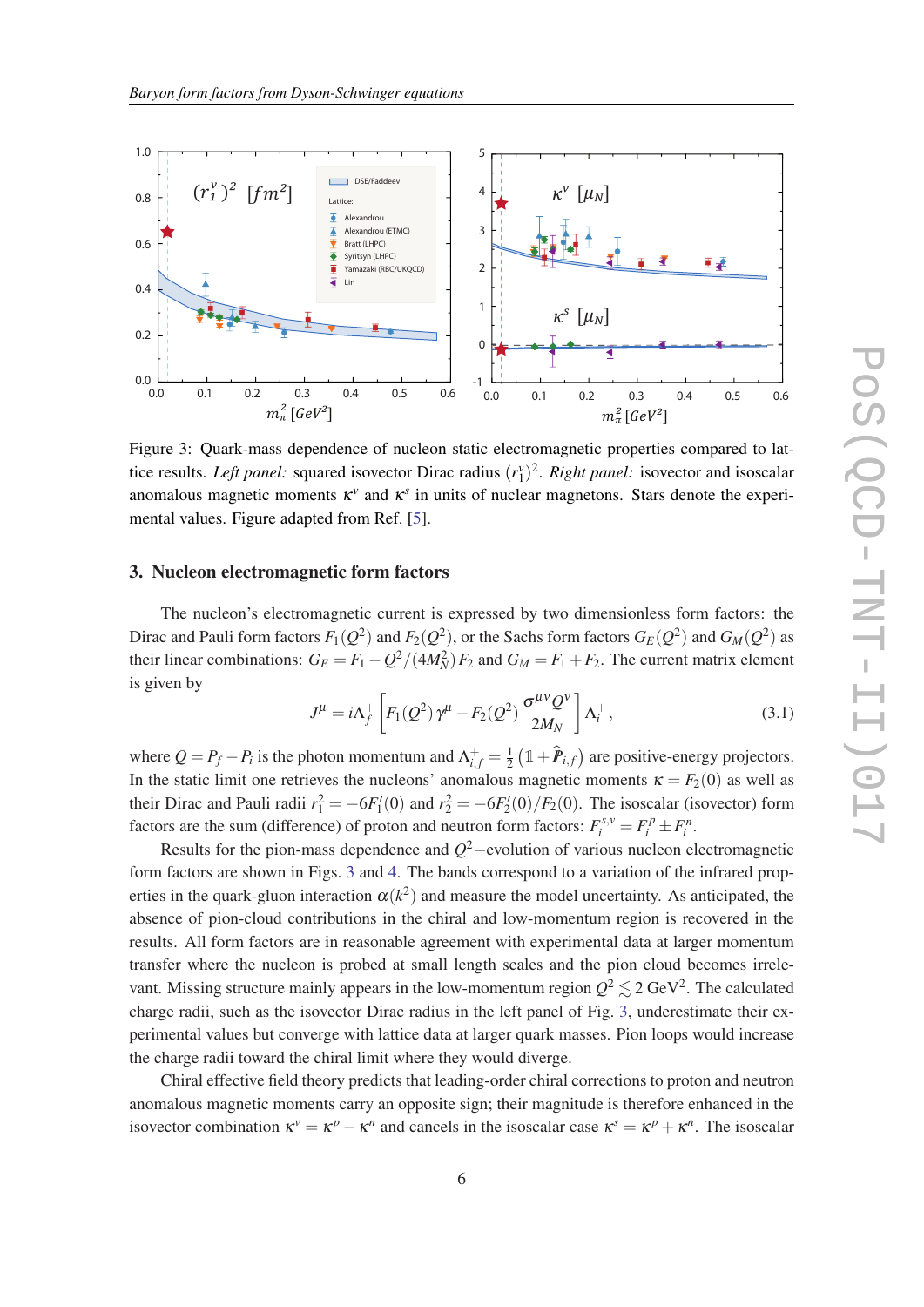Figure 3: Quark-mass dependence of nucleon static electromagnetic properties compared to lattice results. *Left panel:* squared isovector Dirac radius $(r_1^v)^2$. *Right panel:* isovector and isoscalar anomalous magnetic moments $\kappa^v$ and $\kappa^s$ in units of nuclear magnetons. Stars denote the experimental values. Figure adapted from Ref. [5].

## 3. Nucleon electromagnetic form factors

The nucleon's electromagnetic current is expressed by two dimensionless form factors: the Dirac and Pauli form factors $F_1(Q^2)$ and $F_2(Q^2)$, or the Sachs form factors $G_E(Q^2)$ and $G_M(Q^2)$ as their linear combinations: $G_E = F_1 - Q^2/(4M_N^2)\,F_2$ and $G_M = F_1 + F_2$. The current matrix element is given by

$$J^\mu = i\Lambda_f^+ \left[ F_1(Q^2)\,\gamma^\mu - F_2(Q^2)\,\frac{\sigma^{\mu\nu}Q^\nu}{2M_N} \right] \Lambda_i^+ \,, \tag{3.1}$$

where $Q = P_f - P_i$ is the photon momentum and $\Lambda_{i,f}^+ = \frac{1}{2}\left(\mathbb{1} + \hat{P}_{i,f}\right)$ are positive-energy projectors. In the static limit one retrieves the nucleons' anomalous magnetic moments $\kappa = F_2(0)$ as well as their Dirac and Pauli radii $r_1^2 = -6F_1'(0)$ and $r_2^2 = -6F_2'(0)/F_2(0)$. The isoscalar (isovector) form factors are the sum (difference) of proton and neutron form factors: $F_i^{s,v} = F_i^p \pm F_i^n$.

Results for the pion-mass dependence and $Q^2-$evolution of various nucleon electromagnetic form factors are shown in Figs. 3 and 4. The bands correspond to a variation of the infrared properties in the quark-gluon interaction $\alpha(k^2)$ and measure the model uncertainty. As anticipated, the absence of pion-cloud contributions in the chiral and low-momentum region is recovered in the results. All form factors are in reasonable agreement with experimental data at larger momentum transfer where the nucleon is probed at small length scales and the pion cloud becomes irrelevant. Missing structure mainly appears in the low-momentum region $Q^2 \lesssim 2\,\text{GeV}^2$. The calculated charge radii, such as the isovector Dirac radius in the left panel of Fig. 3, underestimate their experimental values but converge with lattice data at larger quark masses. Pion loops would increase the charge radii toward the chiral limit where they would diverge.

Chiral effective field theory predicts that leading-order chiral corrections to proton and neutron anomalous magnetic moments carry an opposite sign; their magnitude is therefore enhanced in the isovector combination $\kappa^v = \kappa^p - \kappa^n$ and cancels in the isoscalar case $\kappa^s = \kappa^p + \kappa^n$. The isoscalar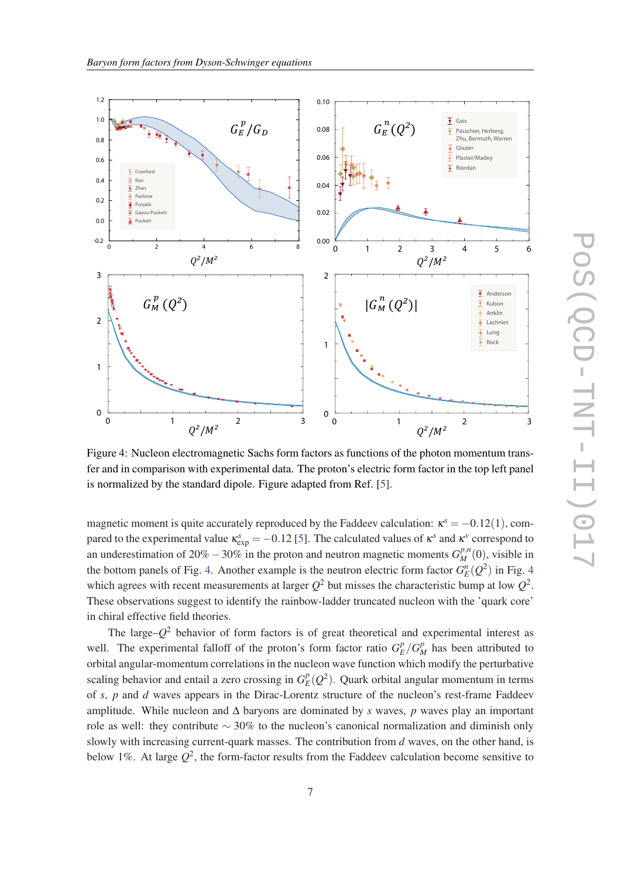Figure 4: Nucleon electromagnetic Sachs form factors as functions of the photon momentum transfer and in comparison with experimental data. The proton's electric form factor in the top left panel is normalized by the standard dipole. Figure adapted from Ref. [5].

magnetic moment is quite accurately reproduced by the Faddeev calculation: $\kappa^s = -0.12(1)$, compared to the experimental value $\kappa^s_{\text{exp}} = -0.12$ [5]. The calculated values of $\kappa^s$ and $\kappa^v$ correspond to an underestimation of $20\% - 30\%$ in the proton and neutron magnetic moments $G_M^{p,n}(0)$, visible in the bottom panels of Fig. 4. Another example is the neutron electric form factor $G_E^n(Q^2)$ in Fig. 4 which agrees with recent measurements at larger $Q^2$ but misses the characteristic bump at low $Q^2$. These observations suggest to identify the rainbow-ladder truncated nucleon with the 'quark core' in chiral effective field theories.

The large–$Q^2$ behavior of form factors is of great theoretical and experimental interest as well. The experimental falloff of the proton's form factor ratio $G_E^p/G_M^p$ has been attributed to orbital angular-momentum correlations in the nucleon wave function which modify the perturbative scaling behavior and entail a zero crossing in $G_E^p(Q^2)$. Quark orbital angular momentum in terms of $s$, $p$ and $d$ waves appears in the Dirac-Lorentz structure of the nucleon's rest-frame Faddeev amplitude. While nucleon and $\Delta$ baryons are dominated by $s$ waves, $p$ waves play an important role as well: they contribute $\sim 30\%$ to the nucleon's canonical normalization and diminish only slowly with increasing current-quark masses. The contribution from $d$ waves, on the other hand, is below $1\%$. At large $Q^2$, the form-factor results from the Faddeev calculation become sensitive to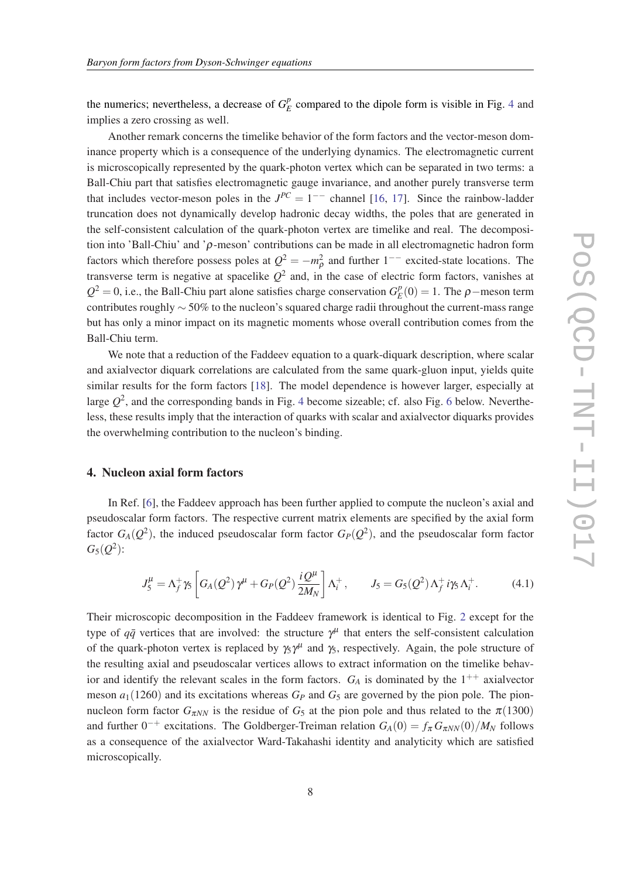the numerics; nevertheless, a decrease of $G_E^p$ compared to the dipole form is visible in Fig. 4 and implies a zero crossing as well.

Another remark concerns the timelike behavior of the form factors and the vector-meson dominance property which is a consequence of the underlying dynamics. The electromagnetic current is microscopically represented by the quark-photon vertex which can be separated in two terms: a Ball-Chiu part that satisfies electromagnetic gauge invariance, and another purely transverse term that includes vector-meson poles in the $J^{PC} = 1^{--}$ channel [16, 17]. Since the rainbow-ladder truncation does not dynamically develop hadronic decay widths, the poles that are generated in the self-consistent calculation of the quark-photon vertex are timelike and real. The decomposition into 'Ball-Chiu' and '$\rho$-meson' contributions can be made in all electromagnetic hadron form factors which therefore possess poles at $Q^2 = -m_\rho^2$ and further $1^{--}$ excited-state locations. The transverse term is negative at spacelike $Q^2$ and, in the case of electric form factors, vanishes at $Q^2 = 0$, i.e., the Ball-Chiu part alone satisfies charge conservation $G_E^p(0) = 1$. The $\rho-$meson term contributes roughly $\sim 50\%$ to the nucleon's squared charge radii throughout the current-mass range but has only a minor impact on its magnetic moments whose overall contribution comes from the Ball-Chiu term.

We note that a reduction of the Faddeev equation to a quark-diquark description, where scalar and axialvector diquark correlations are calculated from the same quark-gluon input, yields quite similar results for the form factors [18]. The model dependence is however larger, especially at large $Q^2$, and the corresponding bands in Fig. 4 become sizeable; cf. also Fig. 6 below. Nevertheless, these results imply that the interaction of quarks with scalar and axialvector diquarks provides the overwhelming contribution to the nucleon's binding.

## 4. Nucleon axial form factors

In Ref. [6], the Faddeev approach has been further applied to compute the nucleon's axial and pseudoscalar form factors. The respective current matrix elements are specified by the axial form factor $G_A(Q^2)$, the induced pseudoscalar form factor $G_P(Q^2)$, and the pseudoscalar form factor $G_5(Q^2)$:

$$J_5^\mu = \Lambda_f^+ \gamma_5 \left[ G_A(Q^2)\,\gamma^\mu + G_P(Q^2)\,\frac{iQ^\mu}{2M_N} \right] \Lambda_i^+ , \qquad J_5 = G_5(Q^2)\,\Lambda_f^+\, i\gamma_5\, \Lambda_i^+ . \tag{4.1}$$

Their microscopic decomposition in the Faddeev framework is identical to Fig. 2 except for the type of $q\bar{q}$ vertices that are involved: the structure $\gamma^\mu$ that enters the self-consistent calculation of the quark-photon vertex is replaced by $\gamma_5\gamma^\mu$ and $\gamma_5$, respectively. Again, the pole structure of the resulting axial and pseudoscalar vertices allows to extract information on the timelike behavior and identify the relevant scales in the form factors. $G_A$ is dominated by the $1^{++}$ axialvector meson $a_1(1260)$ and its excitations whereas $G_P$ and $G_5$ are governed by the pion pole. The pion-nucleon form factor $G_{\pi NN}$ is the residue of $G_5$ at the pion pole and thus related to the $\pi(1300)$ and further $0^{-+}$ excitations. The Goldberger-Treiman relation $G_A(0) = f_\pi\, G_{\pi NN}(0)/M_N$ follows as a consequence of the axialvector Ward-Takahashi identity and analyticity which are satisfied microscopically.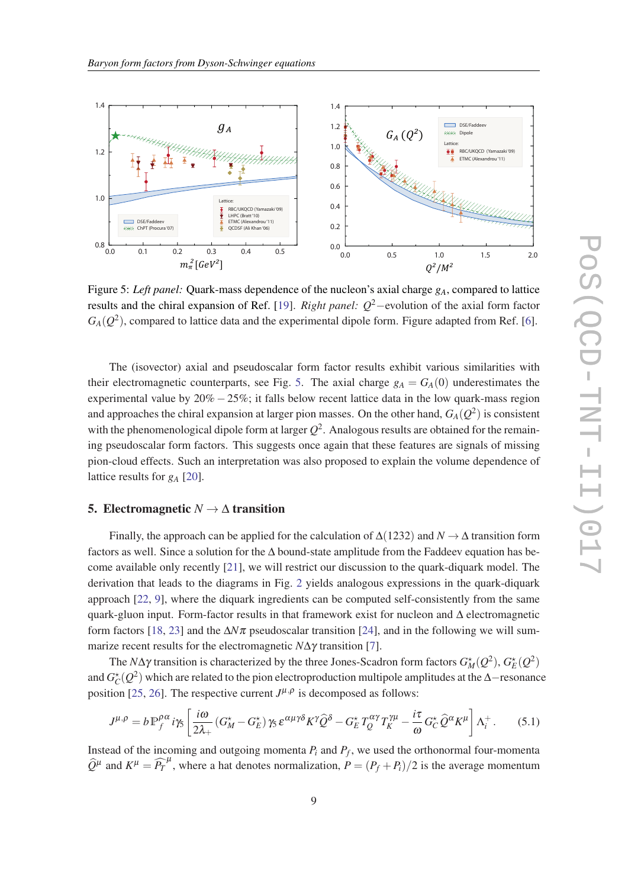Figure 5: *Left panel:* Quark-mass dependence of the nucleon's axial charge $g_A$, compared to lattice results and the chiral expansion of Ref. [19]. *Right panel:* $Q^2-$evolution of the axial form factor $G_A(Q^2)$, compared to lattice data and the experimental dipole form. Figure adapted from Ref. [6].

The (isovector) axial and pseudoscalar form factor results exhibit various similarities with their electromagnetic counterparts, see Fig. 5. The axial charge $g_A = G_A(0)$ underestimates the experimental value by $20\% - 25\%$; it falls below recent lattice data in the low quark-mass region and approaches the chiral expansion at larger pion masses. On the other hand, $G_A(Q^2)$ is consistent with the phenomenological dipole form at larger $Q^2$. Analogous results are obtained for the remaining pseudoscalar form factors. This suggests once again that these features are signals of missing pion-cloud effects. Such an interpretation was also proposed to explain the volume dependence of lattice results for $g_A$ [20].

## 5. Electromagnetic $N \to \Delta$ transition

Finally, the approach can be applied for the calculation of $\Delta(1232)$ and $N \to \Delta$ transition form factors as well. Since a solution for the $\Delta$ bound-state amplitude from the Faddeev equation has become available only recently [21], we will restrict our discussion to the quark-diquark model. The derivation that leads to the diagrams in Fig. 2 yields analogous expressions in the quark-diquark approach [22, 9], where the diquark ingredients can be computed self-consistently from the same quark-gluon input. Form-factor results in that framework exist for nucleon and $\Delta$ electromagnetic form factors [18, 23] and the $\Delta N\pi$ pseudoscalar transition [24], and in the following we will summarize recent results for the electromagnetic $N\Delta\gamma$ transition [7].

The $N\Delta\gamma$ transition is characterized by the three Jones-Scadron form factors $G_M^\star(Q^2)$, $G_E^\star(Q^2)$ and $G_C^\star(Q^2)$ which are related to the pion electroproduction multipole amplitudes at the $\Delta-$resonance position [25, 26]. The respective current $J^{\mu,\rho}$ is decomposed as follows:

$$J^{\mu,\rho} = b\,\mathbb{P}_f^{\rho\alpha}\, i\gamma_5 \left[ \frac{i\omega}{2\lambda_+}\left(G_M^\star - G_E^\star\right)\gamma_5\, \varepsilon^{\alpha\mu\gamma\delta} K^\gamma \widehat{Q}^\delta - G_E^\star\, T_Q^{\alpha\gamma} T_K^{\gamma\mu} - \frac{i\tau}{\omega} G_C^\star\, \widehat{Q}^\alpha K^\mu \right] \Lambda_i^+ . \tag{5.1}$$

Instead of the incoming and outgoing momenta $P_i$ and $P_f$, we used the orthonormal four-momenta $\widehat{Q}^\mu$ and $K^\mu = \widehat{P_T}^\mu$, where a hat denotes normalization, $P = (P_f + P_i)/2$ is the average momentum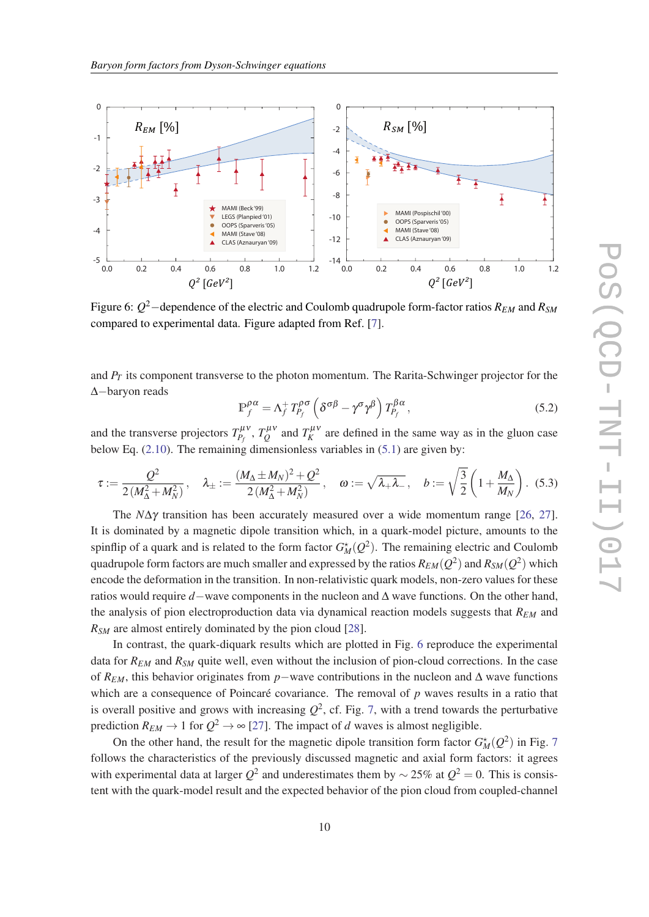Figure 6: $Q^2-$dependence of the electric and Coulomb quadrupole form-factor ratios $R_{EM}$ and $R_{SM}$ compared to experimental data. Figure adapted from Ref. [7].

and $P_T$ its component transverse to the photon momentum. The Rarita-Schwinger projector for the $\Delta-$baryon reads

$$\mathbb{P}_f^{\rho\alpha} = \Lambda_f^+ T_{P_f}^{\rho\sigma} \left(\delta^{\sigma\beta} - \gamma^\sigma \gamma^\beta\right) T_{P_f}^{\beta\alpha} , \tag{5.2}$$

and the transverse projectors $T_{P_f}^{\mu\nu}$, $T_Q^{\mu\nu}$ and $T_K^{\mu\nu}$ are defined in the same way as in the gluon case below Eq. (2.10). The remaining dimensionless variables in (5.1) are given by:

$$\tau := \frac{Q^2}{2\,(M_\Delta^2 + M_N^2)}\,, \quad \lambda_\pm := \frac{(M_\Delta \pm M_N)^2 + Q^2}{2\,(M_\Delta^2 + M_N^2)}\,, \quad \omega := \sqrt{\lambda_+ \lambda_-}\,, \quad b := \sqrt{\frac{3}{2}}\left(1 + \frac{M_\Delta}{M_N}\right). \tag{5.3}$$

The $N\Delta\gamma$ transition has been accurately measured over a wide momentum range [26, 27]. It is dominated by a magnetic dipole transition which, in a quark-model picture, amounts to the spinflip of a quark and is related to the form factor $G_M^\star(Q^2)$. The remaining electric and Coulomb quadrupole form factors are much smaller and expressed by the ratios $R_{EM}(Q^2)$ and $R_{SM}(Q^2)$ which encode the deformation in the transition. In non-relativistic quark models, non-zero values for these ratios would require $d-$wave components in the nucleon and $\Delta$ wave functions. On the other hand, the analysis of pion electroproduction data via dynamical reaction models suggests that $R_{EM}$ and $R_{SM}$ are almost entirely dominated by the pion cloud [28].

In contrast, the quark-diquark results which are plotted in Fig. 6 reproduce the experimental data for $R_{EM}$ and $R_{SM}$ quite well, even without the inclusion of pion-cloud corrections. In the case of $R_{EM}$, this behavior originates from $p-$wave contributions in the nucleon and $\Delta$ wave functions which are a consequence of Poincaré covariance. The removal of $p$ waves results in a ratio that is overall positive and grows with increasing $Q^2$, cf. Fig. 7, with a trend towards the perturbative prediction $R_{EM} \to 1$ for $Q^2 \to \infty$ [27]. The impact of $d$ waves is almost negligible.

On the other hand, the result for the magnetic dipole transition form factor $G_M^\star(Q^2)$ in Fig. 7 follows the characteristics of the previously discussed magnetic and axial form factors: it agrees with experimental data at larger $Q^2$ and underestimates them by $\sim 25\%$ at $Q^2 = 0$. This is consistent with the quark-model result and the expected behavior of the pion cloud from coupled-channel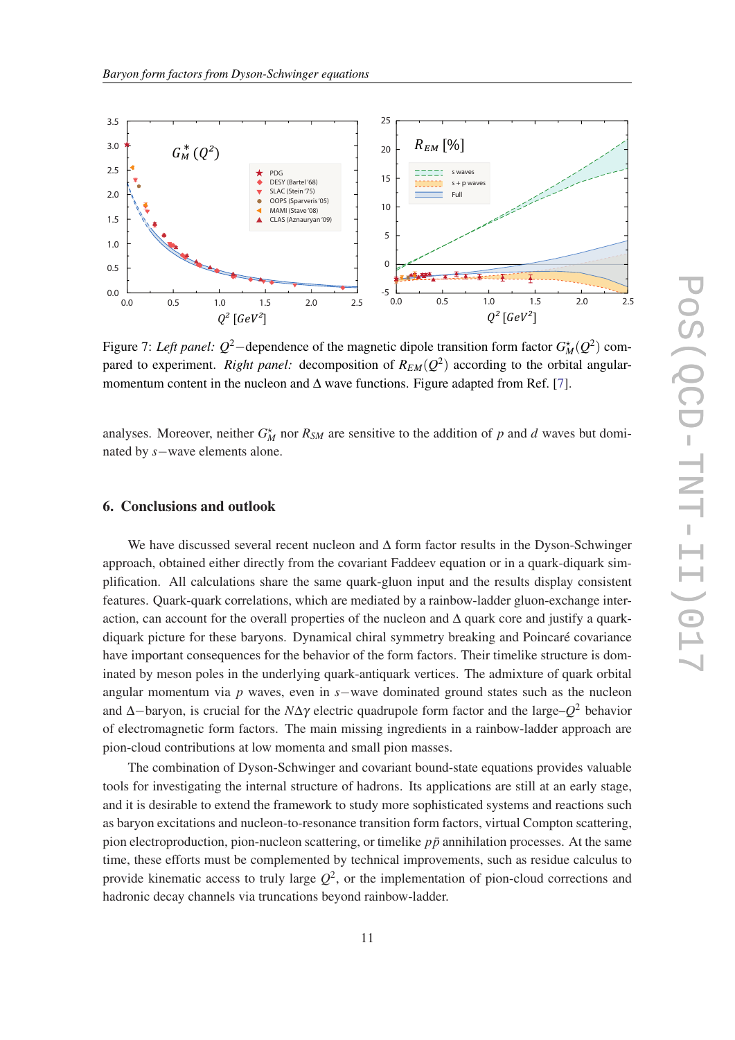Figure 7: *Left panel:* $Q^2-$dependence of the magnetic dipole transition form factor $G_M^\star(Q^2)$ compared to experiment. *Right panel:* decomposition of $R_{EM}(Q^2)$ according to the orbital angular-momentum content in the nucleon and $\Delta$ wave functions. Figure adapted from Ref. [7].

analyses. Moreover, neither $G_M^\star$ nor $R_{SM}$ are sensitive to the addition of $p$ and $d$ waves but dominated by $s-$wave elements alone.

## 6. Conclusions and outlook

We have discussed several recent nucleon and $\Delta$ form factor results in the Dyson-Schwinger approach, obtained either directly from the covariant Faddeev equation or in a quark-diquark simplification. All calculations share the same quark-gluon input and the results display consistent features. Quark-quark correlations, which are mediated by a rainbow-ladder gluon-exchange interaction, can account for the overall properties of the nucleon and $\Delta$ quark core and justify a quark-diquark picture for these baryons. Dynamical chiral symmetry breaking and Poincaré covariance have important consequences for the behavior of the form factors. Their timelike structure is dominated by meson poles in the underlying quark-antiquark vertices. The admixture of quark orbital angular momentum via $p$ waves, even in $s-$wave dominated ground states such as the nucleon and $\Delta-$baryon, is crucial for the $N\Delta\gamma$ electric quadrupole form factor and the large–$Q^2$ behavior of electromagnetic form factors. The main missing ingredients in a rainbow-ladder approach are pion-cloud contributions at low momenta and small pion masses.

The combination of Dyson-Schwinger and covariant bound-state equations provides valuable tools for investigating the internal structure of hadrons. Its applications are still at an early stage, and it is desirable to extend the framework to study more sophisticated systems and reactions such as baryon excitations and nucleon-to-resonance transition form factors, virtual Compton scattering, pion electroproduction, pion-nucleon scattering, or timelike $p\bar{p}$ annihilation processes. At the same time, these efforts must be complemented by technical improvements, such as residue calculus to provide kinematic access to truly large $Q^2$, or the implementation of pion-cloud corrections and hadronic decay channels via truncations beyond rainbow-ladder.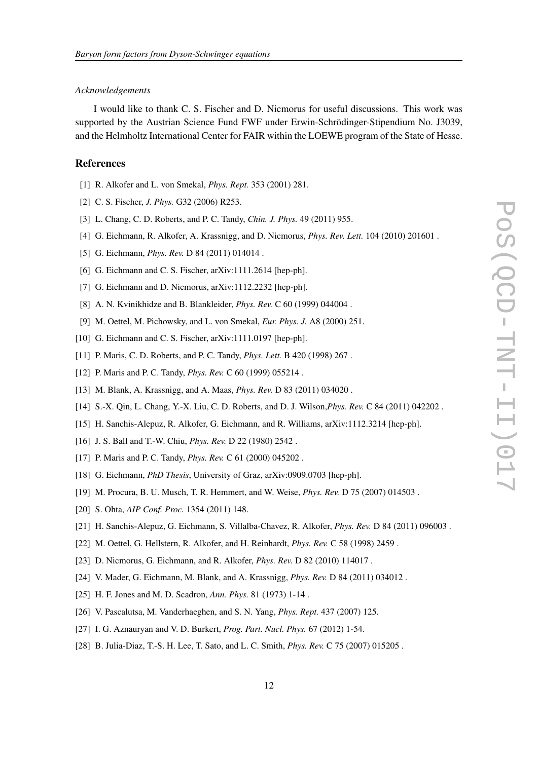*Acknowledgements*

I would like to thank C. S. Fischer and D. Nicmorus for useful discussions. This work was supported by the Austrian Science Fund FWF under Erwin-Schrödinger-Stipendium No. J3039, and the Helmholtz International Center for FAIR within the LOEWE program of the State of Hesse.

## References

[1] R. Alkofer and L. von Smekal, *Phys. Rept.* 353 (2001) 281.

[2] C. S. Fischer, *J. Phys.* G32 (2006) R253.

[3] L. Chang, C. D. Roberts, and P. C. Tandy, *Chin. J. Phys.* 49 (2011) 955.

[4] G. Eichmann, R. Alkofer, A. Krassnigg, and D. Nicmorus, *Phys. Rev. Lett.* 104 (2010) 201601 .

[5] G. Eichmann, *Phys. Rev.* D 84 (2011) 014014 .

[6] G. Eichmann and C. S. Fischer, arXiv:1111.2614 [hep-ph].

[7] G. Eichmann and D. Nicmorus, arXiv:1112.2232 [hep-ph].

[8] A. N. Kvinikhidze and B. Blankleider, *Phys. Rev.* C 60 (1999) 044004 .

[9] M. Oettel, M. Pichowsky, and L. von Smekal, *Eur. Phys. J.* A8 (2000) 251.

[10] G. Eichmann and C. S. Fischer, arXiv:1111.0197 [hep-ph].

[11] P. Maris, C. D. Roberts, and P. C. Tandy, *Phys. Lett.* B 420 (1998) 267 .

[12] P. Maris and P. C. Tandy, *Phys. Rev.* C 60 (1999) 055214 .

[13] M. Blank, A. Krassnigg, and A. Maas, *Phys. Rev.* D 83 (2011) 034020 .

[14] S.-X. Qin, L. Chang, Y.-X. Liu, C. D. Roberts, and D. J. Wilson,*Phys. Rev.* C 84 (2011) 042202 .

[15] H. Sanchis-Alepuz, R. Alkofer, G. Eichmann, and R. Williams, arXiv:1112.3214 [hep-ph].

[16] J. S. Ball and T.-W. Chiu, *Phys. Rev.* D 22 (1980) 2542 .

[17] P. Maris and P. C. Tandy, *Phys. Rev.* C 61 (2000) 045202 .

[18] G. Eichmann, *PhD Thesis*, University of Graz, arXiv:0909.0703 [hep-ph].

[19] M. Procura, B. U. Musch, T. R. Hemmert, and W. Weise, *Phys. Rev.* D 75 (2007) 014503 .

[20] S. Ohta, *AIP Conf. Proc.* 1354 (2011) 148.

[21] H. Sanchis-Alepuz, G. Eichmann, S. Villalba-Chavez, R. Alkofer, *Phys. Rev.* D 84 (2011) 096003 .

[22] M. Oettel, G. Hellstern, R. Alkofer, and H. Reinhardt, *Phys. Rev.* C 58 (1998) 2459 .

[23] D. Nicmorus, G. Eichmann, and R. Alkofer, *Phys. Rev.* D 82 (2010) 114017 .

[24] V. Mader, G. Eichmann, M. Blank, and A. Krassnigg, *Phys. Rev.* D 84 (2011) 034012 .

[25] H. F. Jones and M. D. Scadron, *Ann. Phys.* 81 (1973) 1-14 .

[26] V. Pascalutsa, M. Vanderhaeghen, and S. N. Yang, *Phys. Rept.* 437 (2007) 125.

[27] I. G. Aznauryan and V. D. Burkert, *Prog. Part. Nucl. Phys.* 67 (2012) 1-54.

[28] B. Julia-Diaz, T.-S. H. Lee, T. Sato, and L. C. Smith, *Phys. Rev.* C 75 (2007) 015205 .